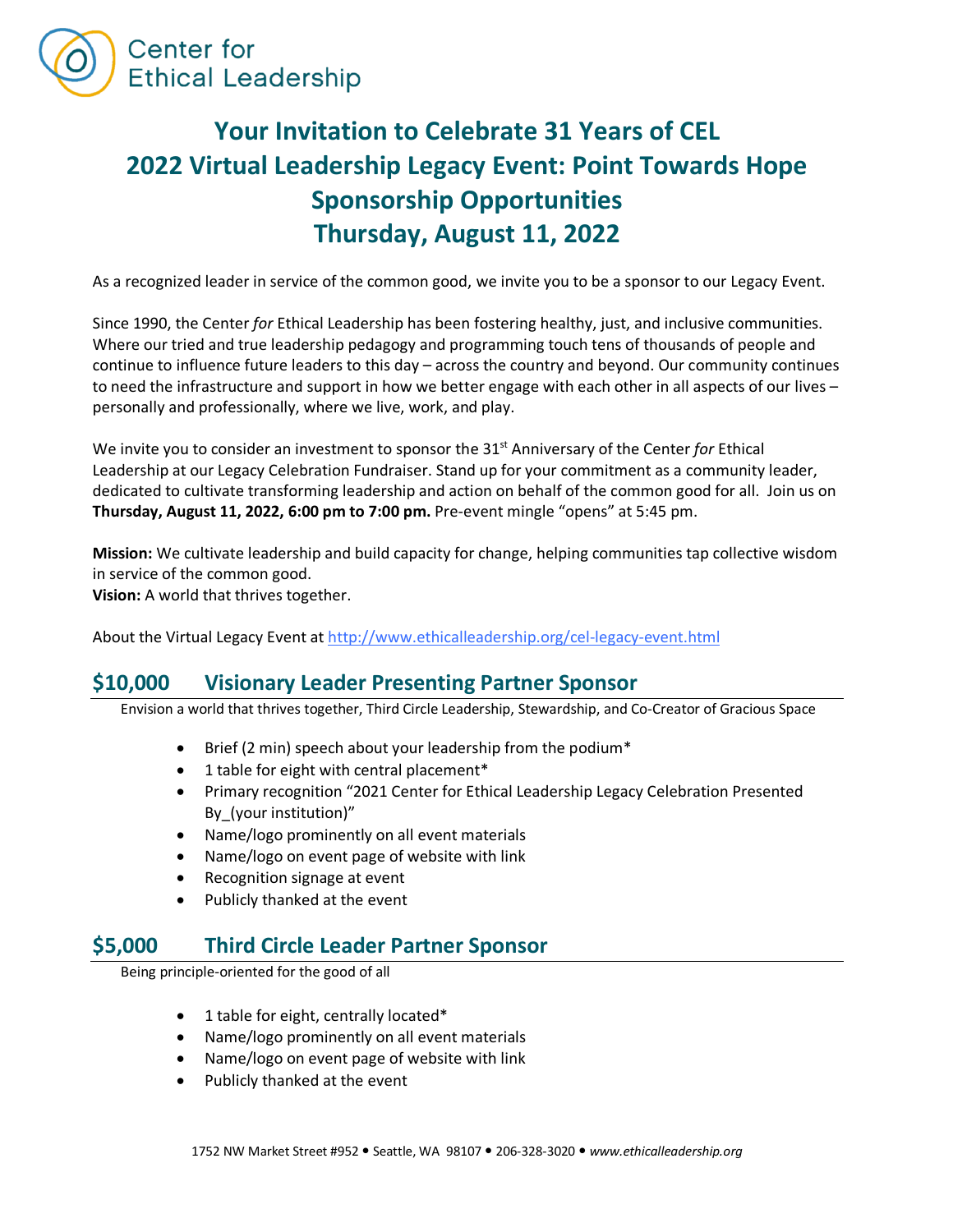Center for Ethical Leadership

# Your Invitation to Celebrate 31 Years of CEL
# 2022 Virtual Leadership Legacy Event: Point Towards Hope
# Sponsorship Opportunities
# Thursday, August 11, 2022

As a recognized leader in service of the common good, we invite you to be a sponsor to our Legacy Event.

Since 1990, the Center *for* Ethical Leadership has been fostering healthy, just, and inclusive communities. Where our tried and true leadership pedagogy and programming touch tens of thousands of people and continue to influence future leaders to this day – across the country and beyond. Our community continues to need the infrastructure and support in how we better engage with each other in all aspects of our lives – personally and professionally, where we live, work, and play.

We invite you to consider an investment to sponsor the 31st Anniversary of the Center *for* Ethical Leadership at our Legacy Celebration Fundraiser. Stand up for your commitment as a community leader, dedicated to cultivate transforming leadership and action on behalf of the common good for all. Join us on **Thursday, August 11, 2022, 6:00 pm to 7:00 pm.** Pre-event mingle "opens" at 5:45 pm.

**Mission:** We cultivate leadership and build capacity for change, helping communities tap collective wisdom in service of the common good.
**Vision:** A world that thrives together.

About the Virtual Legacy Event at http://www.ethicalleadership.org/cel-legacy-event.html

## $10,000 Visionary Leader Presenting Partner Sponsor

Envision a world that thrives together, Third Circle Leadership, Stewardship, and Co-Creator of Gracious Space

- Brief (2 min) speech about your leadership from the podium*
- 1 table for eight with central placement*
- Primary recognition "2021 Center for Ethical Leadership Legacy Celebration Presented By_(your institution)"
- Name/logo prominently on all event materials
- Name/logo on event page of website with link
- Recognition signage at event
- Publicly thanked at the event

## $5,000 Third Circle Leader Partner Sponsor

Being principle-oriented for the good of all

- 1 table for eight, centrally located*
- Name/logo prominently on all event materials
- Name/logo on event page of website with link
- Publicly thanked at the event

1752 NW Market Street #952 • Seattle, WA 98107 • 206-328-3020 • *www.ethicalleadership.org*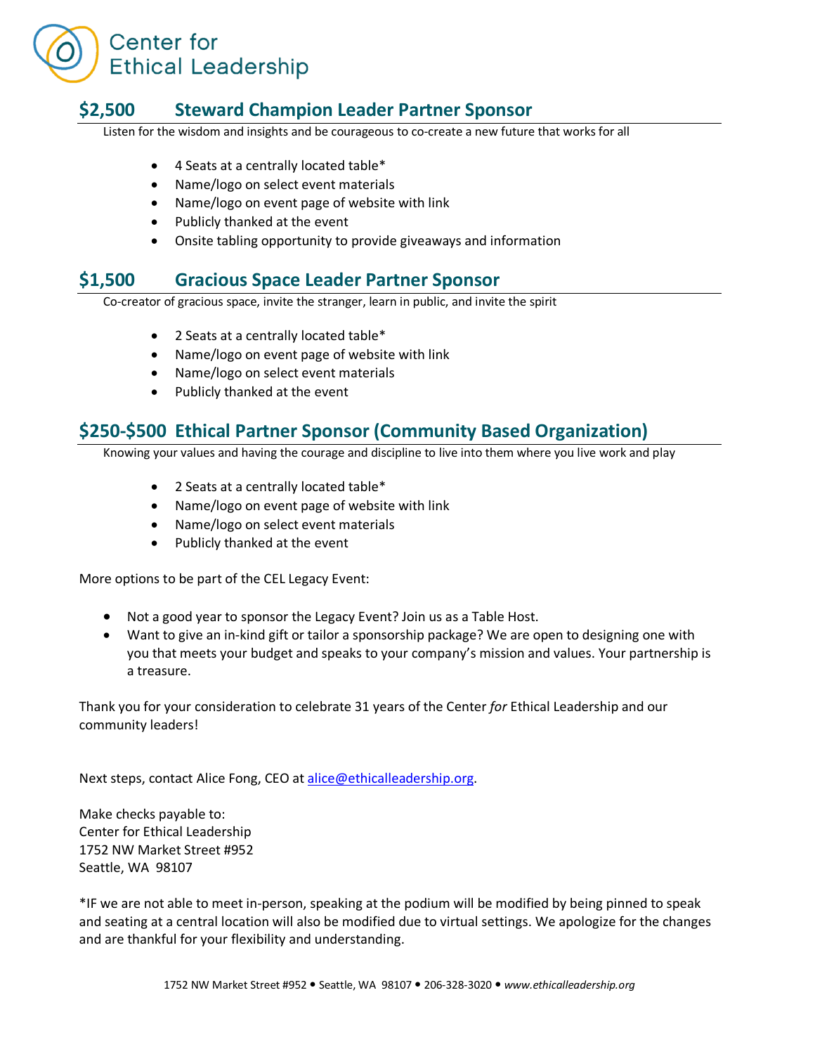Center for Ethical Leadership

## $2,500 Steward Champion Leader Partner Sponsor

Listen for the wisdom and insights and be courageous to co-create a new future that works for all

- 4 Seats at a centrally located table*
- Name/logo on select event materials
- Name/logo on event page of website with link
- Publicly thanked at the event
- Onsite tabling opportunity to provide giveaways and information

## $1,500 Gracious Space Leader Partner Sponsor

Co-creator of gracious space, invite the stranger, learn in public, and invite the spirit

- 2 Seats at a centrally located table*
- Name/logo on event page of website with link
- Name/logo on select event materials
- Publicly thanked at the event

## $250-$500 Ethical Partner Sponsor (Community Based Organization)

Knowing your values and having the courage and discipline to live into them where you live work and play

- 2 Seats at a centrally located table*
- Name/logo on event page of website with link
- Name/logo on select event materials
- Publicly thanked at the event

More options to be part of the CEL Legacy Event:

- Not a good year to sponsor the Legacy Event? Join us as a Table Host.
- Want to give an in-kind gift or tailor a sponsorship package? We are open to designing one with you that meets your budget and speaks to your company's mission and values. Your partnership is a treasure.

Thank you for your consideration to celebrate 31 years of the Center *for* Ethical Leadership and our community leaders!

Next steps, contact Alice Fong, CEO at alice@ethicalleadership.org.

Make checks payable to:
Center for Ethical Leadership
1752 NW Market Street #952
Seattle, WA 98107

*IF we are not able to meet in-person, speaking at the podium will be modified by being pinned to speak and seating at a central location will also be modified due to virtual settings. We apologize for the changes and are thankful for your flexibility and understanding.

1752 NW Market Street #952 • Seattle, WA 98107 • 206-328-3020 • *www.ethicalleadership.org*